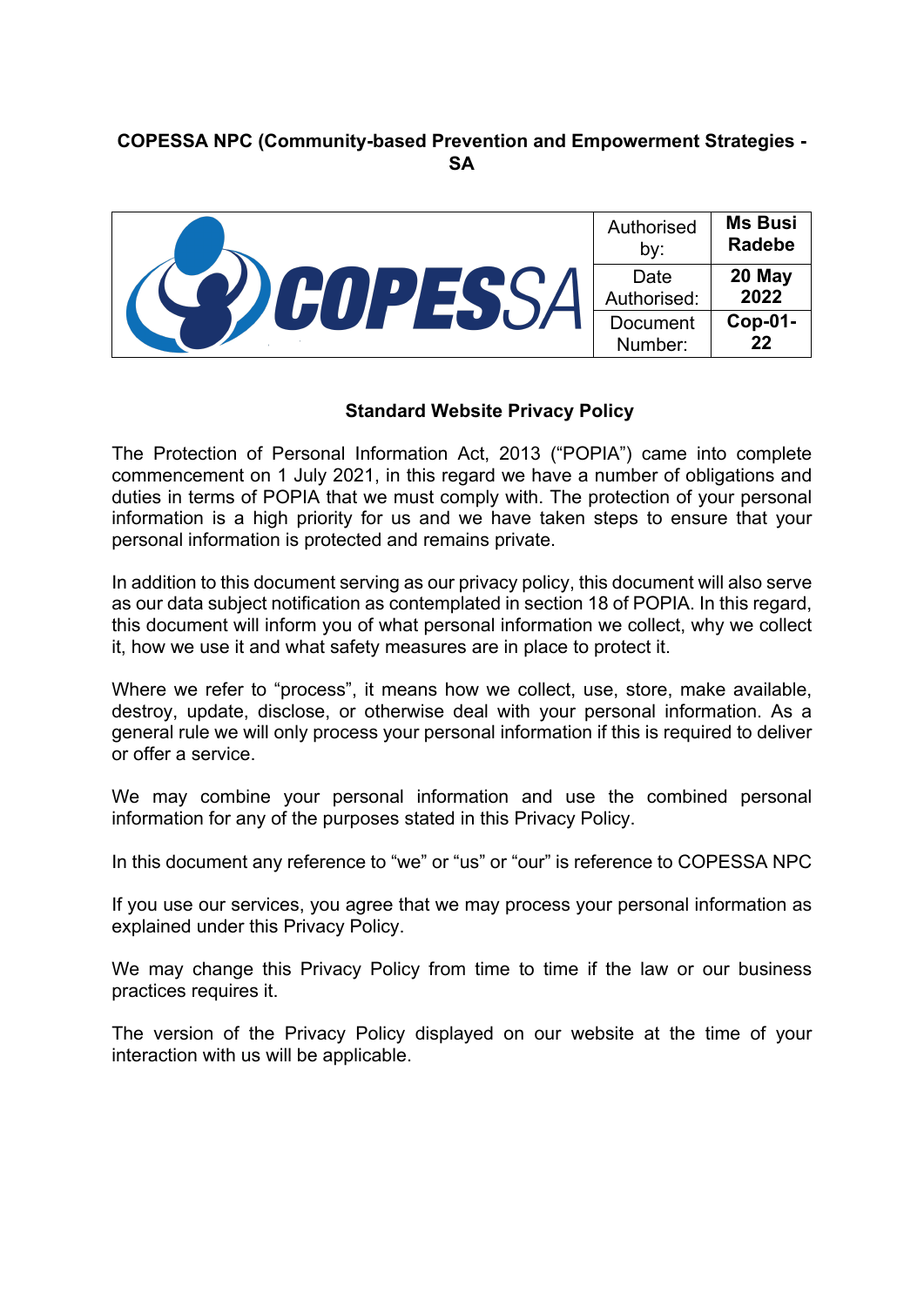**COPESSA NPC (Community-based Prevention and Empowerment Strategies - SA**

| COPESSA | Authorised by: | **Ms Busi Radebe** |
|---|---|---|
| | Date Authorised: | **20 May 2022** |
| | Document Number: | **Cop-01-22** |

## Standard Website Privacy Policy

The Protection of Personal Information Act, 2013 ("POPIA") came into complete commencement on 1 July 2021, in this regard we have a number of obligations and duties in terms of POPIA that we must comply with. The protection of your personal information is a high priority for us and we have taken steps to ensure that your personal information is protected and remains private.

In addition to this document serving as our privacy policy, this document will also serve as our data subject notification as contemplated in section 18 of POPIA. In this regard, this document will inform you of what personal information we collect, why we collect it, how we use it and what safety measures are in place to protect it.

Where we refer to "process", it means how we collect, use, store, make available, destroy, update, disclose, or otherwise deal with your personal information. As a general rule we will only process your personal information if this is required to deliver or offer a service.

We may combine your personal information and use the combined personal information for any of the purposes stated in this Privacy Policy.

In this document any reference to "we" or "us" or "our" is reference to COPESSA NPC

If you use our services, you agree that we may process your personal information as explained under this Privacy Policy.

We may change this Privacy Policy from time to time if the law or our business practices requires it.

The version of the Privacy Policy displayed on our website at the time of your interaction with us will be applicable.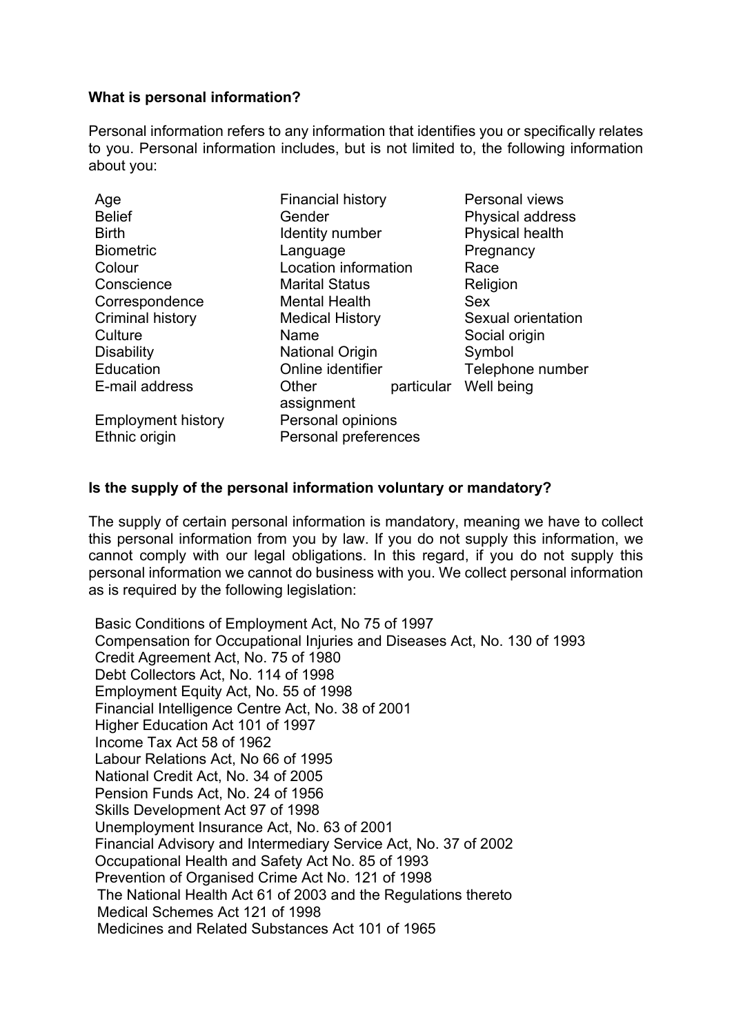**What is personal information?**

Personal information refers to any information that identifies you or specifically relates to you. Personal information includes, but is not limited to, the following information about you:

| | | |
|---|---|---|
| Age | Financial history | Personal views |
| Belief | Gender | Physical address |
| Birth | Identity number | Physical health |
| Biometric | Language | Pregnancy |
| Colour | Location information | Race |
| Conscience | Marital Status | Religion |
| Correspondence | Mental Health | Sex |
| Criminal history | Medical History | Sexual orientation |
| Culture | Name | Social origin |
| Disability | National Origin | Symbol |
| Education | Online identifier | Telephone number |
| E-mail address | Other particular assignment | Well being |
| Employment history | Personal opinions | |
| Ethnic origin | Personal preferences | |

**Is the supply of the personal information voluntary or mandatory?**

The supply of certain personal information is mandatory, meaning we have to collect this personal information from you by law. If you do not supply this information, we cannot comply with our legal obligations. In this regard, if you do not supply this personal information we cannot do business with you. We collect personal information as is required by the following legislation:

Basic Conditions of Employment Act, No 75 of 1997
Compensation for Occupational Injuries and Diseases Act, No. 130 of 1993
Credit Agreement Act, No. 75 of 1980
Debt Collectors Act, No. 114 of 1998
Employment Equity Act, No. 55 of 1998
Financial Intelligence Centre Act, No. 38 of 2001
Higher Education Act 101 of 1997
Income Tax Act 58 of 1962
Labour Relations Act, No 66 of 1995
National Credit Act, No. 34 of 2005
Pension Funds Act, No. 24 of 1956
Skills Development Act 97 of 1998
Unemployment Insurance Act, No. 63 of 2001
Financial Advisory and Intermediary Service Act, No. 37 of 2002
Occupational Health and Safety Act No. 85 of 1993
Prevention of Organised Crime Act No. 121 of 1998
The National Health Act 61 of 2003 and the Regulations thereto
Medical Schemes Act 121 of 1998
Medicines and Related Substances Act 101 of 1965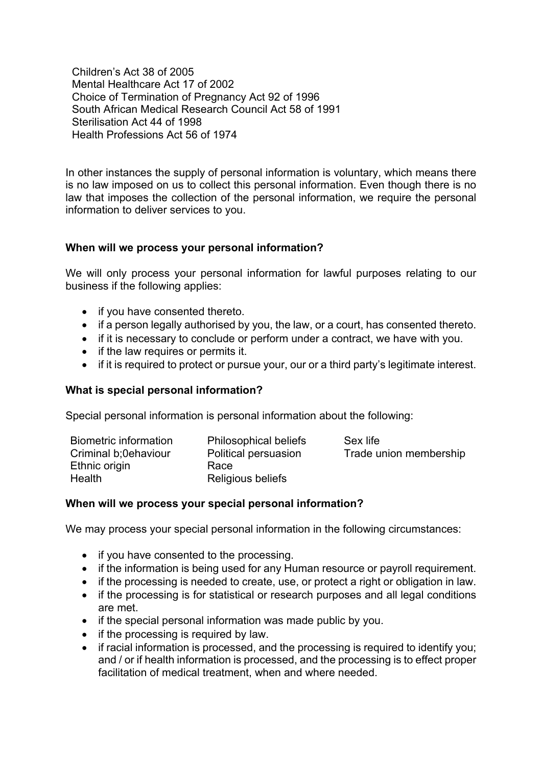Children's Act 38 of 2005
Mental Healthcare Act 17 of 2002
Choice of Termination of Pregnancy Act 92 of 1996
South African Medical Research Council Act 58 of 1991
Sterilisation Act 44 of 1998
Health Professions Act 56 of 1974

In other instances the supply of personal information is voluntary, which means there is no law imposed on us to collect this personal information. Even though there is no law that imposes the collection of the personal information, we require the personal information to deliver services to you.

**When will we process your personal information?**

We will only process your personal information for lawful purposes relating to our business if the following applies:

- if you have consented thereto.
- if a person legally authorised by you, the law, or a court, has consented thereto.
- if it is necessary to conclude or perform under a contract, we have with you.
- if the law requires or permits it.
- if it is required to protect or pursue your, our or a third party's legitimate interest.

**What is special personal information?**

Special personal information is personal information about the following:

| | | |
|---|---|---|
| Biometric information | Philosophical beliefs | Sex life |
| Criminal b;0ehaviour | Political persuasion | Trade union membership |
| Ethnic origin | Race | |
| Health | Religious beliefs | |

**When will we process your special personal information?**

We may process your special personal information in the following circumstances:

- if you have consented to the processing.
- if the information is being used for any Human resource or payroll requirement.
- if the processing is needed to create, use, or protect a right or obligation in law.
- if the processing is for statistical or research purposes and all legal conditions are met.
- if the special personal information was made public by you.
- if the processing is required by law.
- if racial information is processed, and the processing is required to identify you; and / or if health information is processed, and the processing is to effect proper facilitation of medical treatment, when and where needed.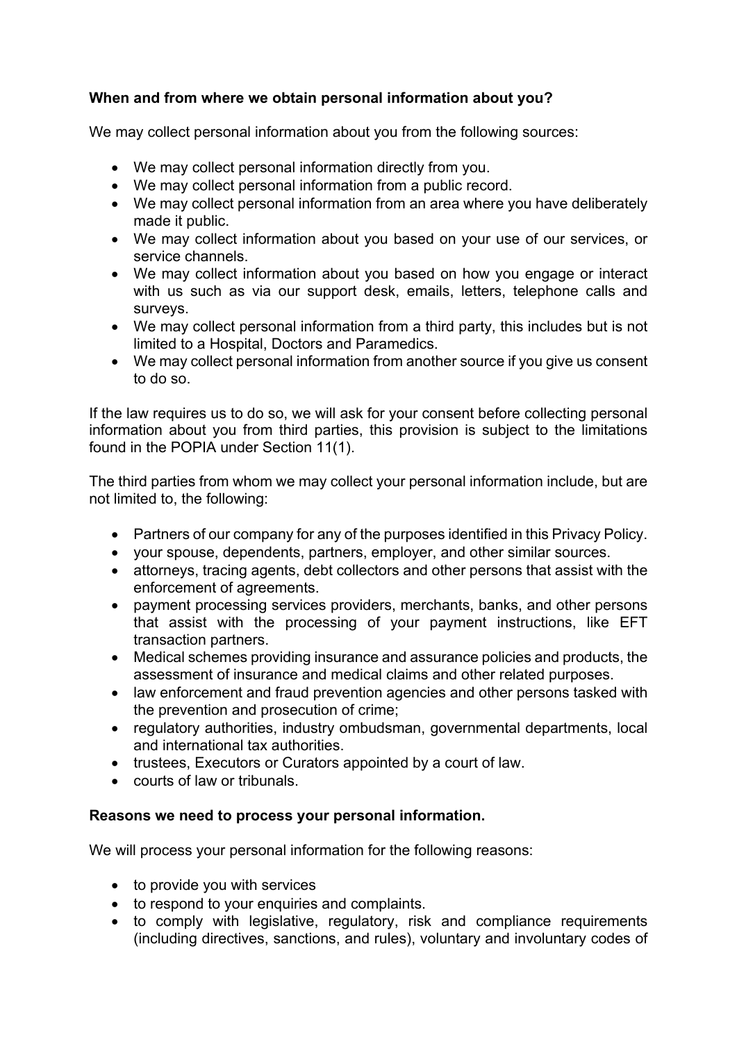**When and from where we obtain personal information about you?**

We may collect personal information about you from the following sources:

- We may collect personal information directly from you.
- We may collect personal information from a public record.
- We may collect personal information from an area where you have deliberately made it public.
- We may collect information about you based on your use of our services, or service channels.
- We may collect information about you based on how you engage or interact with us such as via our support desk, emails, letters, telephone calls and surveys.
- We may collect personal information from a third party, this includes but is not limited to a Hospital, Doctors and Paramedics.
- We may collect personal information from another source if you give us consent to do so.

If the law requires us to do so, we will ask for your consent before collecting personal information about you from third parties, this provision is subject to the limitations found in the POPIA under Section 11(1).

The third parties from whom we may collect your personal information include, but are not limited to, the following:

- Partners of our company for any of the purposes identified in this Privacy Policy.
- your spouse, dependents, partners, employer, and other similar sources.
- attorneys, tracing agents, debt collectors and other persons that assist with the enforcement of agreements.
- payment processing services providers, merchants, banks, and other persons that assist with the processing of your payment instructions, like EFT transaction partners.
- Medical schemes providing insurance and assurance policies and products, the assessment of insurance and medical claims and other related purposes.
- law enforcement and fraud prevention agencies and other persons tasked with the prevention and prosecution of crime;
- regulatory authorities, industry ombudsman, governmental departments, local and international tax authorities.
- trustees, Executors or Curators appointed by a court of law.
- courts of law or tribunals.

**Reasons we need to process your personal information.**

We will process your personal information for the following reasons:

- to provide you with services
- to respond to your enquiries and complaints.
- to comply with legislative, regulatory, risk and compliance requirements (including directives, sanctions, and rules), voluntary and involuntary codes of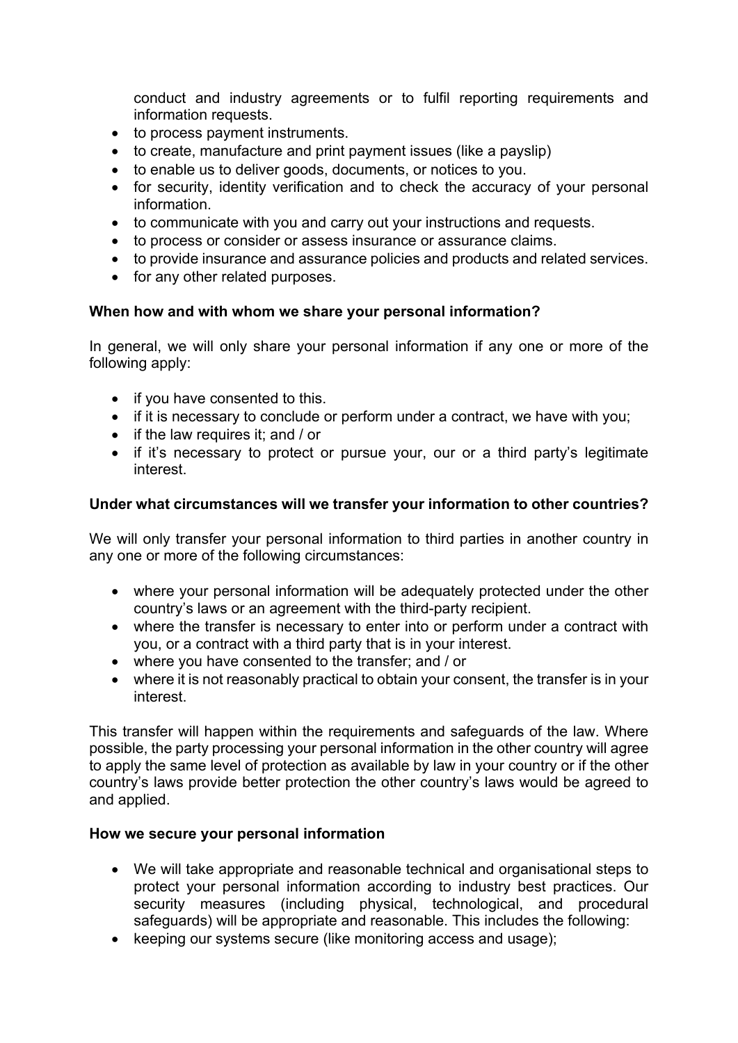conduct and industry agreements or to fulfil reporting requirements and information requests.

- to process payment instruments.
- to create, manufacture and print payment issues (like a payslip)
- to enable us to deliver goods, documents, or notices to you.
- for security, identity verification and to check the accuracy of your personal information.
- to communicate with you and carry out your instructions and requests.
- to process or consider or assess insurance or assurance claims.
- to provide insurance and assurance policies and products and related services.
- for any other related purposes.

**When how and with whom we share your personal information?**

In general, we will only share your personal information if any one or more of the following apply:

- if you have consented to this.
- if it is necessary to conclude or perform under a contract, we have with you;
- if the law requires it; and / or
- if it's necessary to protect or pursue your, our or a third party's legitimate interest.

**Under what circumstances will we transfer your information to other countries?**

We will only transfer your personal information to third parties in another country in any one or more of the following circumstances:

- where your personal information will be adequately protected under the other country's laws or an agreement with the third-party recipient.
- where the transfer is necessary to enter into or perform under a contract with you, or a contract with a third party that is in your interest.
- where you have consented to the transfer; and / or
- where it is not reasonably practical to obtain your consent, the transfer is in your interest.

This transfer will happen within the requirements and safeguards of the law. Where possible, the party processing your personal information in the other country will agree to apply the same level of protection as available by law in your country or if the other country's laws provide better protection the other country's laws would be agreed to and applied.

**How we secure your personal information**

- We will take appropriate and reasonable technical and organisational steps to protect your personal information according to industry best practices. Our security measures (including physical, technological, and procedural safeguards) will be appropriate and reasonable. This includes the following:
- keeping our systems secure (like monitoring access and usage);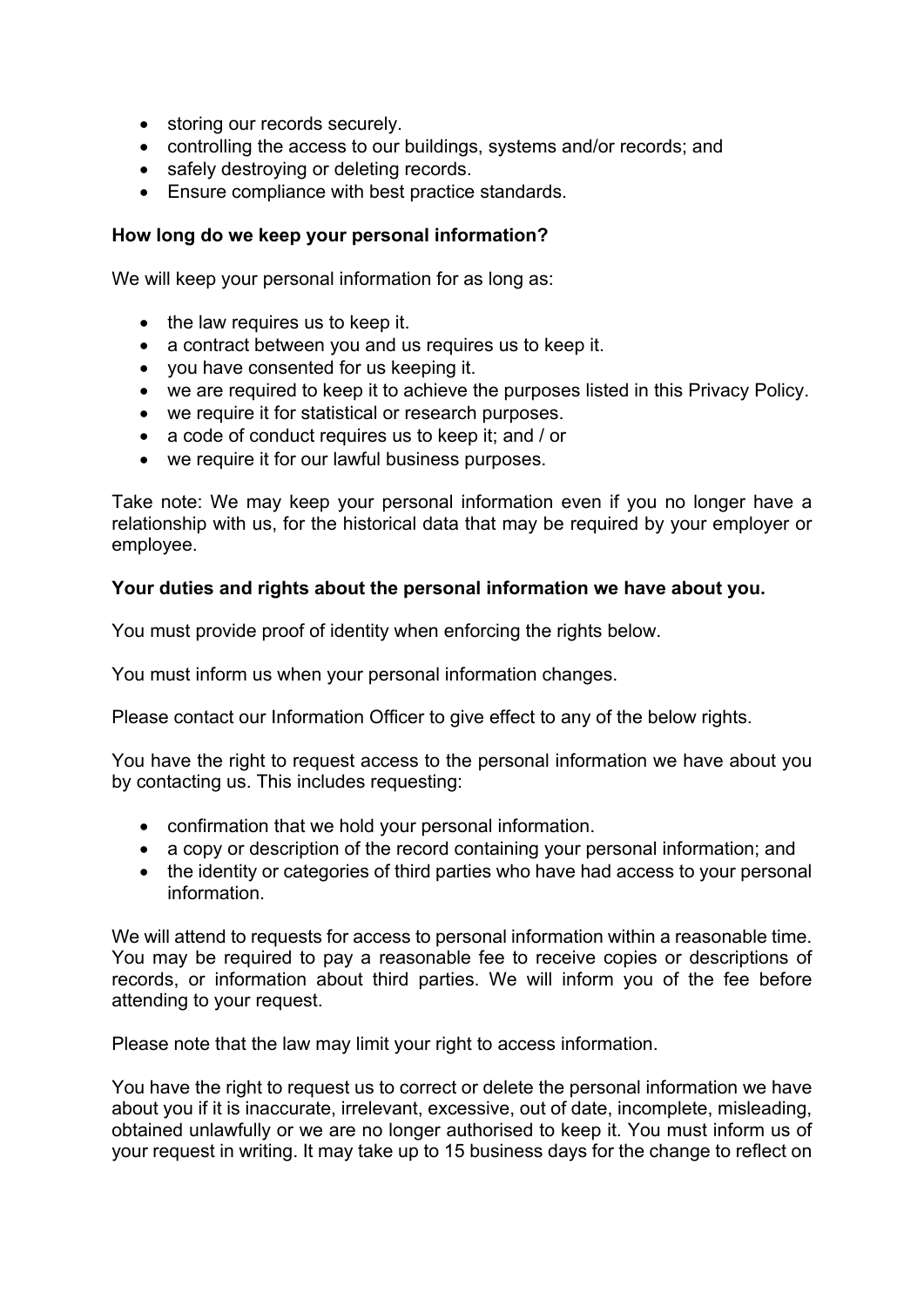- storing our records securely.
- controlling the access to our buildings, systems and/or records; and
- safely destroying or deleting records.
- Ensure compliance with best practice standards.

**How long do we keep your personal information?**

We will keep your personal information for as long as:

- the law requires us to keep it.
- a contract between you and us requires us to keep it.
- you have consented for us keeping it.
- we are required to keep it to achieve the purposes listed in this Privacy Policy.
- we require it for statistical or research purposes.
- a code of conduct requires us to keep it; and / or
- we require it for our lawful business purposes.

Take note: We may keep your personal information even if you no longer have a relationship with us, for the historical data that may be required by your employer or employee.

**Your duties and rights about the personal information we have about you.**

You must provide proof of identity when enforcing the rights below.

You must inform us when your personal information changes.

Please contact our Information Officer to give effect to any of the below rights.

You have the right to request access to the personal information we have about you by contacting us. This includes requesting:

- confirmation that we hold your personal information.
- a copy or description of the record containing your personal information; and
- the identity or categories of third parties who have had access to your personal information.

We will attend to requests for access to personal information within a reasonable time. You may be required to pay a reasonable fee to receive copies or descriptions of records, or information about third parties. We will inform you of the fee before attending to your request.

Please note that the law may limit your right to access information.

You have the right to request us to correct or delete the personal information we have about you if it is inaccurate, irrelevant, excessive, out of date, incomplete, misleading, obtained unlawfully or we are no longer authorised to keep it. You must inform us of your request in writing. It may take up to 15 business days for the change to reflect on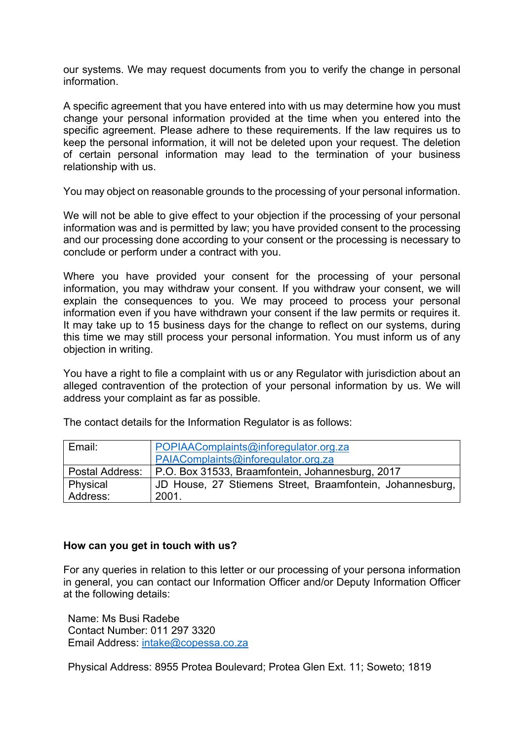our systems. We may request documents from you to verify the change in personal information.

A specific agreement that you have entered into with us may determine how you must change your personal information provided at the time when you entered into the specific agreement. Please adhere to these requirements. If the law requires us to keep the personal information, it will not be deleted upon your request. The deletion of certain personal information may lead to the termination of your business relationship with us.

You may object on reasonable grounds to the processing of your personal information.

We will not be able to give effect to your objection if the processing of your personal information was and is permitted by law; you have provided consent to the processing and our processing done according to your consent or the processing is necessary to conclude or perform under a contract with you.

Where you have provided your consent for the processing of your personal information, you may withdraw your consent. If you withdraw your consent, we will explain the consequences to you. We may proceed to process your personal information even if you have withdrawn your consent if the law permits or requires it. It may take up to 15 business days for the change to reflect on our systems, during this time we may still process your personal information. You must inform us of any objection in writing.

You have a right to file a complaint with us or any Regulator with jurisdiction about an alleged contravention of the protection of your personal information by us. We will address your complaint as far as possible.

The contact details for the Information Regulator is as follows:

| | |
|---|---|
| Email: | POPIAAComplaints@inforegulator.org.za<br>PAIAComplaints@inforegulator.org.za |
| Postal Address: | P.O. Box 31533, Braamfontein, Johannesburg, 2017 |
| Physical Address: | JD House, 27 Stiemens Street, Braamfontein, Johannesburg, 2001. |

**How can you get in touch with us?**

For any queries in relation to this letter or our processing of your persona information in general, you can contact our Information Officer and/or Deputy Information Officer at the following details:

Name: Ms Busi Radebe
Contact Number: 011 297 3320
Email Address: intake@copessa.co.za

Physical Address: 8955 Protea Boulevard; Protea Glen Ext. 11; Soweto; 1819